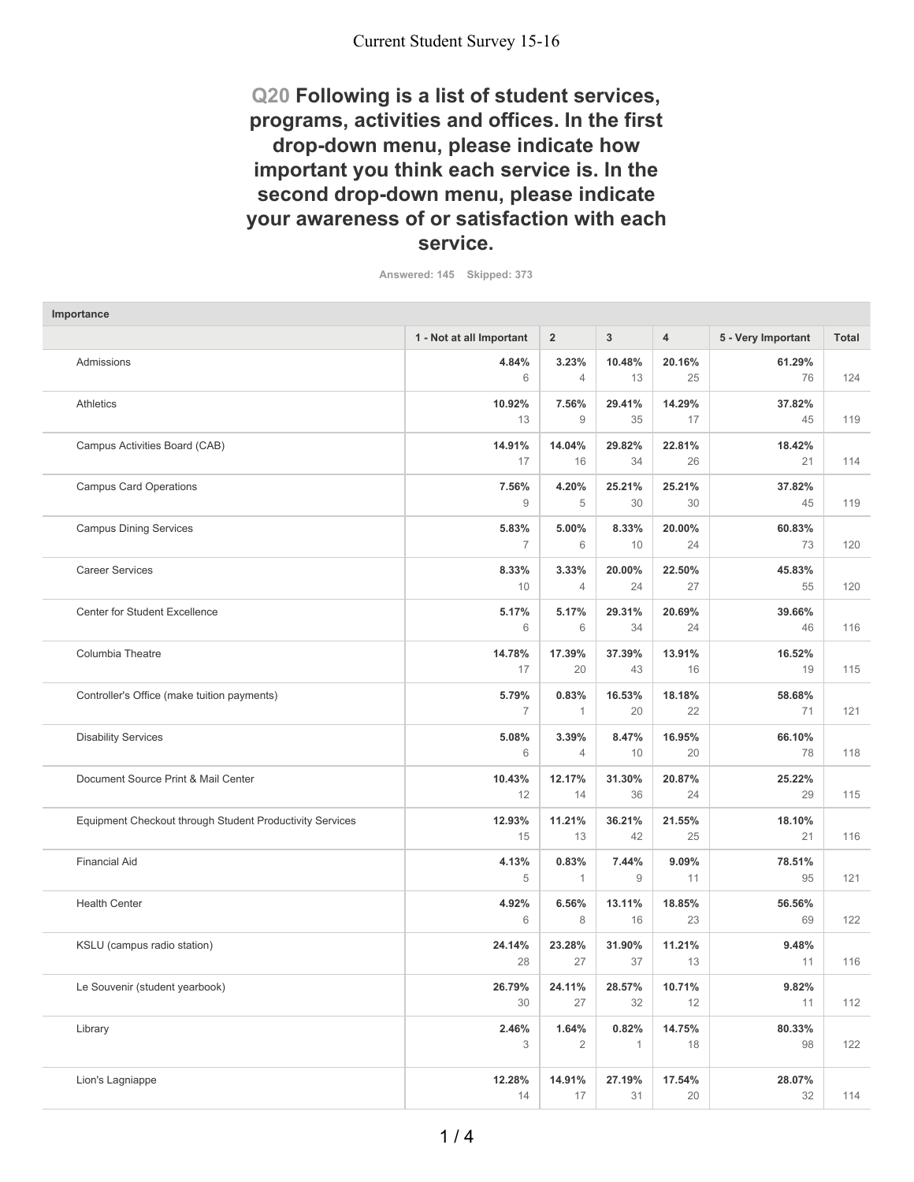## Q20 Following is a list of student services, programs, activities and offices. In the first drop-down menu, please indicate how important you think each service is. In the second drop-down menu, please indicate your awareness of or satisfaction with each service.

Answered: 145 Skipped: 373

**Importance**

| | 1 - Not at all Important | 2 | 3 | 4 | 5 - Very Important | Total |
|---|---|---|---|---|---|---|
| Admissions | **4.84%** 6 | **3.23%** 4 | **10.48%** 13 | **20.16%** 25 | **61.29%** 76 | 124 |
| Athletics | **10.92%** 13 | **7.56%** 9 | **29.41%** 35 | **14.29%** 17 | **37.82%** 45 | 119 |
| Campus Activities Board (CAB) | **14.91%** 17 | **14.04%** 16 | **29.82%** 34 | **22.81%** 26 | **18.42%** 21 | 114 |
| Campus Card Operations | **7.56%** 9 | **4.20%** 5 | **25.21%** 30 | **25.21%** 30 | **37.82%** 45 | 119 |
| Campus Dining Services | **5.83%** 7 | **5.00%** 6 | **8.33%** 10 | **20.00%** 24 | **60.83%** 73 | 120 |
| Career Services | **8.33%** 10 | **3.33%** 4 | **20.00%** 24 | **22.50%** 27 | **45.83%** 55 | 120 |
| Center for Student Excellence | **5.17%** 6 | **5.17%** 6 | **29.31%** 34 | **20.69%** 24 | **39.66%** 46 | 116 |
| Columbia Theatre | **14.78%** 17 | **17.39%** 20 | **37.39%** 43 | **13.91%** 16 | **16.52%** 19 | 115 |
| Controller's Office (make tuition payments) | **5.79%** 7 | **0.83%** 1 | **16.53%** 20 | **18.18%** 22 | **58.68%** 71 | 121 |
| Disability Services | **5.08%** 6 | **3.39%** 4 | **8.47%** 10 | **16.95%** 20 | **66.10%** 78 | 118 |
| Document Source Print & Mail Center | **10.43%** 12 | **12.17%** 14 | **31.30%** 36 | **20.87%** 24 | **25.22%** 29 | 115 |
| Equipment Checkout through Student Productivity Services | **12.93%** 15 | **11.21%** 13 | **36.21%** 42 | **21.55%** 25 | **18.10%** 21 | 116 |
| Financial Aid | **4.13%** 5 | **0.83%** 1 | **7.44%** 9 | **9.09%** 11 | **78.51%** 95 | 121 |
| Health Center | **4.92%** 6 | **6.56%** 8 | **13.11%** 16 | **18.85%** 23 | **56.56%** 69 | 122 |
| KSLU (campus radio station) | **24.14%** 28 | **23.28%** 27 | **31.90%** 37 | **11.21%** 13 | **9.48%** 11 | 116 |
| Le Souvenir (student yearbook) | **26.79%** 30 | **24.11%** 27 | **28.57%** 32 | **10.71%** 12 | **9.82%** 11 | 112 |
| Library | **2.46%** 3 | **1.64%** 2 | **0.82%** 1 | **14.75%** 18 | **80.33%** 98 | 122 |
| Lion's Lagniappe | **12.28%** 14 | **14.91%** 17 | **27.19%** 31 | **17.54%** 20 | **28.07%** 32 | 114 |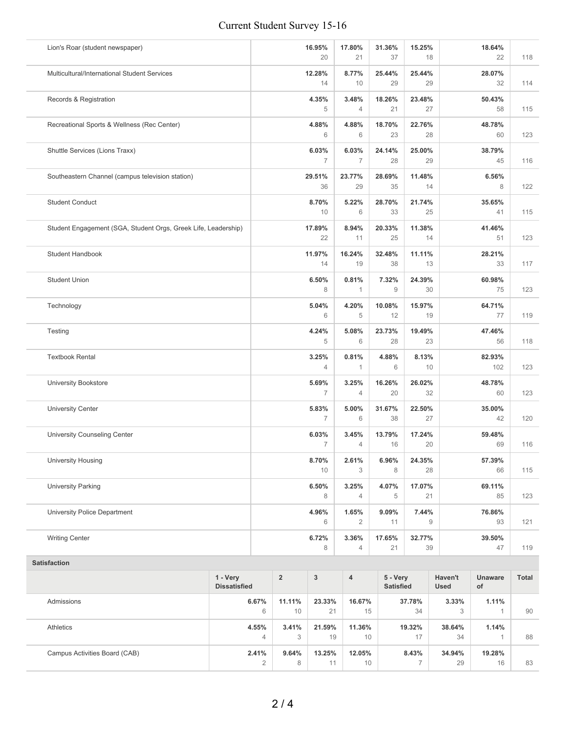| | | | | | | |
|---|---|---|---|---|---|---|
| Lion's Roar (student newspaper) | **16.95%** 20 | **17.80%** 21 | **31.36%** 37 | **15.25%** 18 | **18.64%** 22 | 118 |
| Multicultural/International Student Services | **12.28%** 14 | **8.77%** 10 | **25.44%** 29 | **25.44%** 29 | **28.07%** 32 | 114 |
| Records & Registration | **4.35%** 5 | **3.48%** 4 | **18.26%** 21 | **23.48%** 27 | **50.43%** 58 | 115 |
| Recreational Sports & Wellness (Rec Center) | **4.88%** 6 | **4.88%** 6 | **18.70%** 23 | **22.76%** 28 | **48.78%** 60 | 123 |
| Shuttle Services (Lions Traxx) | **6.03%** 7 | **6.03%** 7 | **24.14%** 28 | **25.00%** 29 | **38.79%** 45 | 116 |
| Southeastern Channel (campus television station) | **29.51%** 36 | **23.77%** 29 | **28.69%** 35 | **11.48%** 14 | **6.56%** 8 | 122 |
| Student Conduct | **8.70%** 10 | **5.22%** 6 | **28.70%** 33 | **21.74%** 25 | **35.65%** 41 | 115 |
| Student Engagement (SGA, Student Orgs, Greek Life, Leadership) | **17.89%** 22 | **8.94%** 11 | **20.33%** 25 | **11.38%** 14 | **41.46%** 51 | 123 |
| Student Handbook | **11.97%** 14 | **16.24%** 19 | **32.48%** 38 | **11.11%** 13 | **28.21%** 33 | 117 |
| Student Union | **6.50%** 8 | **0.81%** 1 | **7.32%** 9 | **24.39%** 30 | **60.98%** 75 | 123 |
| Technology | **5.04%** 6 | **4.20%** 5 | **10.08%** 12 | **15.97%** 19 | **64.71%** 77 | 119 |
| Testing | **4.24%** 5 | **5.08%** 6 | **23.73%** 28 | **19.49%** 23 | **47.46%** 56 | 118 |
| Textbook Rental | **3.25%** 4 | **0.81%** 1 | **4.88%** 6 | **8.13%** 10 | **82.93%** 102 | 123 |
| University Bookstore | **5.69%** 7 | **3.25%** 4 | **16.26%** 20 | **26.02%** 32 | **48.78%** 60 | 123 |
| University Center | **5.83%** 7 | **5.00%** 6 | **31.67%** 38 | **22.50%** 27 | **35.00%** 42 | 120 |
| University Counseling Center | **6.03%** 7 | **3.45%** 4 | **13.79%** 16 | **17.24%** 20 | **59.48%** 69 | 116 |
| University Housing | **8.70%** 10 | **2.61%** 3 | **6.96%** 8 | **24.35%** 28 | **57.39%** 66 | 115 |
| University Parking | **6.50%** 8 | **3.25%** 4 | **4.07%** 5 | **17.07%** 21 | **69.11%** 85 | 123 |
| University Police Department | **4.96%** 6 | **1.65%** 2 | **9.09%** 11 | **7.44%** 9 | **76.86%** 93 | 121 |
| Writing Center | **6.72%** 8 | **3.36%** 4 | **17.65%** 21 | **32.77%** 39 | **39.50%** 47 | 119 |

**Satisfaction**

| | 1 - Very Dissatisfied | 2 | 3 | 4 | 5 - Very Satisfied | Haven't Used | Unaware of | Total |
|---|---|---|---|---|---|---|---|---|
| Admissions | **6.67%** 6 | **11.11%** 10 | **23.33%** 21 | **16.67%** 15 | **37.78%** 34 | **3.33%** 3 | **1.11%** 1 | 90 |
| Athletics | **4.55%** 4 | **3.41%** 3 | **21.59%** 19 | **11.36%** 10 | **19.32%** 17 | **38.64%** 34 | **1.14%** 1 | 88 |
| Campus Activities Board (CAB) | **2.41%** 2 | **9.64%** 8 | **13.25%** 11 | **12.05%** 10 | **8.43%** 7 | **34.94%** 29 | **19.28%** 16 | 83 |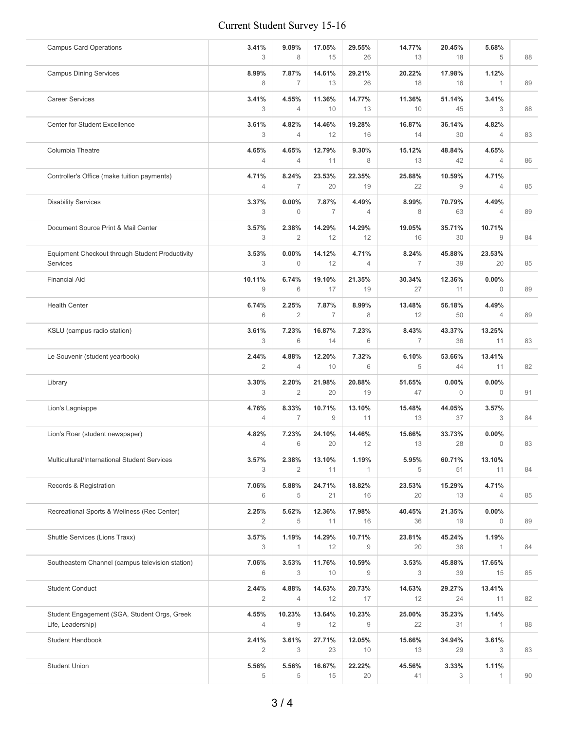| | | | | | | | | |
|---|---|---|---|---|---|---|---|---|
| Campus Card Operations | **3.41%**<br>3 | **9.09%**<br>8 | **17.05%**<br>15 | **29.55%**<br>26 | **14.77%**<br>13 | **20.45%**<br>18 | **5.68%**<br>5 | 88 |
| Campus Dining Services | **8.99%**<br>8 | **7.87%**<br>7 | **14.61%**<br>13 | **29.21%**<br>26 | **20.22%**<br>18 | **17.98%**<br>16 | **1.12%**<br>1 | 89 |
| Career Services | **3.41%**<br>3 | **4.55%**<br>4 | **11.36%**<br>10 | **14.77%**<br>13 | **11.36%**<br>10 | **51.14%**<br>45 | **3.41%**<br>3 | 88 |
| Center for Student Excellence | **3.61%**<br>3 | **4.82%**<br>4 | **14.46%**<br>12 | **19.28%**<br>16 | **16.87%**<br>14 | **36.14%**<br>30 | **4.82%**<br>4 | 83 |
| Columbia Theatre | **4.65%**<br>4 | **4.65%**<br>4 | **12.79%**<br>11 | **9.30%**<br>8 | **15.12%**<br>13 | **48.84%**<br>42 | **4.65%**<br>4 | 86 |
| Controller's Office (make tuition payments) | **4.71%**<br>4 | **8.24%**<br>7 | **23.53%**<br>20 | **22.35%**<br>19 | **25.88%**<br>22 | **10.59%**<br>9 | **4.71%**<br>4 | 85 |
| Disability Services | **3.37%**<br>3 | **0.00%**<br>0 | **7.87%**<br>7 | **4.49%**<br>4 | **8.99%**<br>8 | **70.79%**<br>63 | **4.49%**<br>4 | 89 |
| Document Source Print & Mail Center | **3.57%**<br>3 | **2.38%**<br>2 | **14.29%**<br>12 | **14.29%**<br>12 | **19.05%**<br>16 | **35.71%**<br>30 | **10.71%**<br>9 | 84 |
| Equipment Checkout through Student Productivity Services | **3.53%**<br>3 | **0.00%**<br>0 | **14.12%**<br>12 | **4.71%**<br>4 | **8.24%**<br>7 | **45.88%**<br>39 | **23.53%**<br>20 | 85 |
| Financial Aid | **10.11%**<br>9 | **6.74%**<br>6 | **19.10%**<br>17 | **21.35%**<br>19 | **30.34%**<br>27 | **12.36%**<br>11 | **0.00%**<br>0 | 89 |
| Health Center | **6.74%**<br>6 | **2.25%**<br>2 | **7.87%**<br>7 | **8.99%**<br>8 | **13.48%**<br>12 | **56.18%**<br>50 | **4.49%**<br>4 | 89 |
| KSLU (campus radio station) | **3.61%**<br>3 | **7.23%**<br>6 | **16.87%**<br>14 | **7.23%**<br>6 | **8.43%**<br>7 | **43.37%**<br>36 | **13.25%**<br>11 | 83 |
| Le Souvenir (student yearbook) | **2.44%**<br>2 | **4.88%**<br>4 | **12.20%**<br>10 | **7.32%**<br>6 | **6.10%**<br>5 | **53.66%**<br>44 | **13.41%**<br>11 | 82 |
| Library | **3.30%**<br>3 | **2.20%**<br>2 | **21.98%**<br>20 | **20.88%**<br>19 | **51.65%**<br>47 | **0.00%**<br>0 | **0.00%**<br>0 | 91 |
| Lion's Lagniappe | **4.76%**<br>4 | **8.33%**<br>7 | **10.71%**<br>9 | **13.10%**<br>11 | **15.48%**<br>13 | **44.05%**<br>37 | **3.57%**<br>3 | 84 |
| Lion's Roar (student newspaper) | **4.82%**<br>4 | **7.23%**<br>6 | **24.10%**<br>20 | **14.46%**<br>12 | **15.66%**<br>13 | **33.73%**<br>28 | **0.00%**<br>0 | 83 |
| Multicultural/International Student Services | **3.57%**<br>3 | **2.38%**<br>2 | **13.10%**<br>11 | **1.19%**<br>1 | **5.95%**<br>5 | **60.71%**<br>51 | **13.10%**<br>11 | 84 |
| Records & Registration | **7.06%**<br>6 | **5.88%**<br>5 | **24.71%**<br>21 | **18.82%**<br>16 | **23.53%**<br>20 | **15.29%**<br>13 | **4.71%**<br>4 | 85 |
| Recreational Sports & Wellness (Rec Center) | **2.25%**<br>2 | **5.62%**<br>5 | **12.36%**<br>11 | **17.98%**<br>16 | **40.45%**<br>36 | **21.35%**<br>19 | **0.00%**<br>0 | 89 |
| Shuttle Services (Lions Traxx) | **3.57%**<br>3 | **1.19%**<br>1 | **14.29%**<br>12 | **10.71%**<br>9 | **23.81%**<br>20 | **45.24%**<br>38 | **1.19%**<br>1 | 84 |
| Southeastern Channel (campus television station) | **7.06%**<br>6 | **3.53%**<br>3 | **11.76%**<br>10 | **10.59%**<br>9 | **3.53%**<br>3 | **45.88%**<br>39 | **17.65%**<br>15 | 85 |
| Student Conduct | **2.44%**<br>2 | **4.88%**<br>4 | **14.63%**<br>12 | **20.73%**<br>17 | **14.63%**<br>12 | **29.27%**<br>24 | **13.41%**<br>11 | 82 |
| Student Engagement (SGA, Student Orgs, Greek Life, Leadership) | **4.55%**<br>4 | **10.23%**<br>9 | **13.64%**<br>12 | **10.23%**<br>9 | **25.00%**<br>22 | **35.23%**<br>31 | **1.14%**<br>1 | 88 |
| Student Handbook | **2.41%**<br>2 | **3.61%**<br>3 | **27.71%**<br>23 | **12.05%**<br>10 | **15.66%**<br>13 | **34.94%**<br>29 | **3.61%**<br>3 | 83 |
| Student Union | **5.56%**<br>5 | **5.56%**<br>5 | **16.67%**<br>15 | **22.22%**<br>20 | **45.56%**<br>41 | **3.33%**<br>3 | **1.11%**<br>1 | 90 |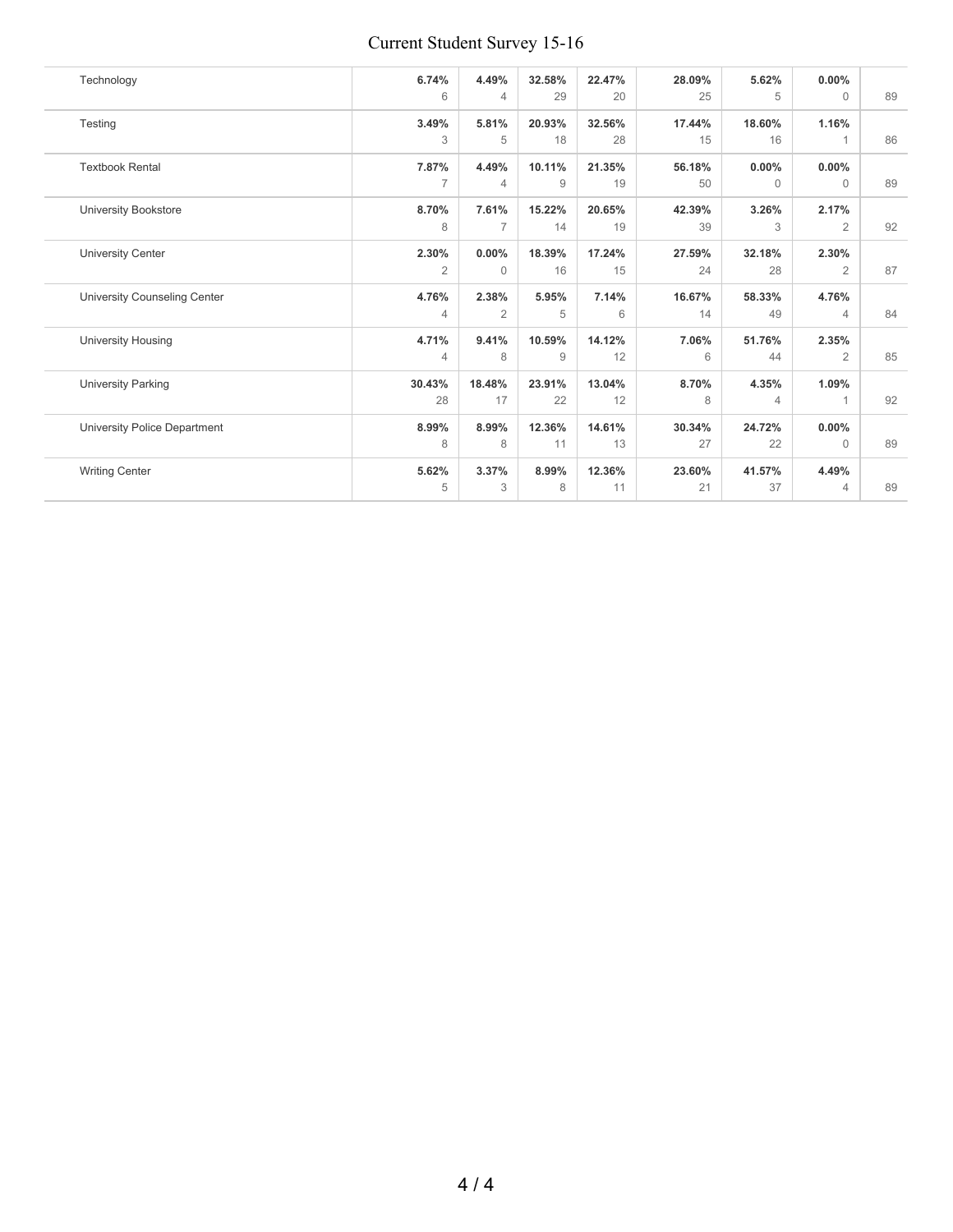| | | | | | | | | |
|---|---|---|---|---|---|---|---|---|
| Technology | **6.74%**<br>6 | **4.49%**<br>4 | **32.58%**<br>29 | **22.47%**<br>20 | **28.09%**<br>25 | **5.62%**<br>5 | **0.00%**<br>0 | 89 |
| Testing | **3.49%**<br>3 | **5.81%**<br>5 | **20.93%**<br>18 | **32.56%**<br>28 | **17.44%**<br>15 | **18.60%**<br>16 | **1.16%**<br>1 | 86 |
| Textbook Rental | **7.87%**<br>7 | **4.49%**<br>4 | **10.11%**<br>9 | **21.35%**<br>19 | **56.18%**<br>50 | **0.00%**<br>0 | **0.00%**<br>0 | 89 |
| University Bookstore | **8.70%**<br>8 | **7.61%**<br>7 | **15.22%**<br>14 | **20.65%**<br>19 | **42.39%**<br>39 | **3.26%**<br>3 | **2.17%**<br>2 | 92 |
| University Center | **2.30%**<br>2 | **0.00%**<br>0 | **18.39%**<br>16 | **17.24%**<br>15 | **27.59%**<br>24 | **32.18%**<br>28 | **2.30%**<br>2 | 87 |
| University Counseling Center | **4.76%**<br>4 | **2.38%**<br>2 | **5.95%**<br>5 | **7.14%**<br>6 | **16.67%**<br>14 | **58.33%**<br>49 | **4.76%**<br>4 | 84 |
| University Housing | **4.71%**<br>4 | **9.41%**<br>8 | **10.59%**<br>9 | **14.12%**<br>12 | **7.06%**<br>6 | **51.76%**<br>44 | **2.35%**<br>2 | 85 |
| University Parking | **30.43%**<br>28 | **18.48%**<br>17 | **23.91%**<br>22 | **13.04%**<br>12 | **8.70%**<br>8 | **4.35%**<br>4 | **1.09%**<br>1 | 92 |
| University Police Department | **8.99%**<br>8 | **8.99%**<br>8 | **12.36%**<br>11 | **14.61%**<br>13 | **30.34%**<br>27 | **24.72%**<br>22 | **0.00%**<br>0 | 89 |
| Writing Center | **5.62%**<br>5 | **3.37%**<br>3 | **8.99%**<br>8 | **12.36%**<br>11 | **23.60%**<br>21 | **41.57%**<br>37 | **4.49%**<br>4 | 89 |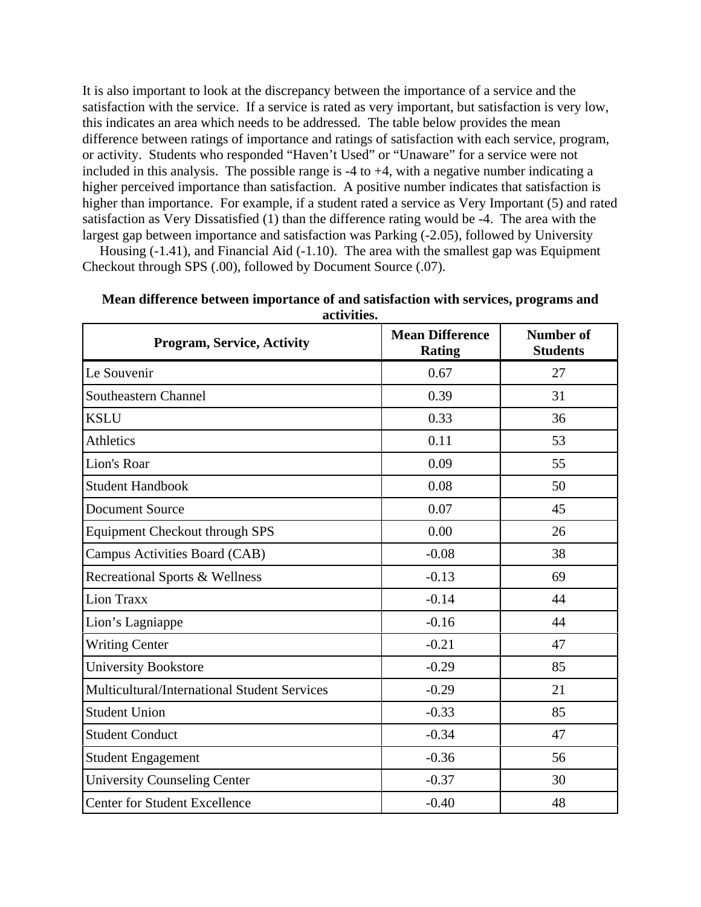It is also important to look at the discrepancy between the importance of a service and the satisfaction with the service. If a service is rated as very important, but satisfaction is very low, this indicates an area which needs to be addressed. The table below provides the mean difference between ratings of importance and ratings of satisfaction with each service, program, or activity. Students who responded "Haven't Used" or "Unaware" for a service were not included in this analysis. The possible range is -4 to +4, with a negative number indicating a higher perceived importance than satisfaction. A positive number indicates that satisfaction is higher than importance. For example, if a student rated a service as Very Important (5) and rated satisfaction as Very Dissatisfied (1) than the difference rating would be -4. The area with the largest gap between importance and satisfaction was Parking (-2.05), followed by University Housing (-1.41), and Financial Aid (-1.10). The area with the smallest gap was Equipment Checkout through SPS (.00), followed by Document Source (.07).

**Mean difference between importance of and satisfaction with services, programs and activities.**

| Program, Service, Activity | Mean Difference Rating | Number of Students |
|---|---|---|
| Le Souvenir | 0.67 | 27 |
| Southeastern Channel | 0.39 | 31 |
| KSLU | 0.33 | 36 |
| Athletics | 0.11 | 53 |
| Lion's Roar | 0.09 | 55 |
| Student Handbook | 0.08 | 50 |
| Document Source | 0.07 | 45 |
| Equipment Checkout through SPS | 0.00 | 26 |
| Campus Activities Board (CAB) | -0.08 | 38 |
| Recreational Sports & Wellness | -0.13 | 69 |
| Lion Traxx | -0.14 | 44 |
| Lion's Lagniappe | -0.16 | 44 |
| Writing Center | -0.21 | 47 |
| University Bookstore | -0.29 | 85 |
| Multicultural/International Student Services | -0.29 | 21 |
| Student Union | -0.33 | 85 |
| Student Conduct | -0.34 | 47 |
| Student Engagement | -0.36 | 56 |
| University Counseling Center | -0.37 | 30 |
| Center for Student Excellence | -0.40 | 48 |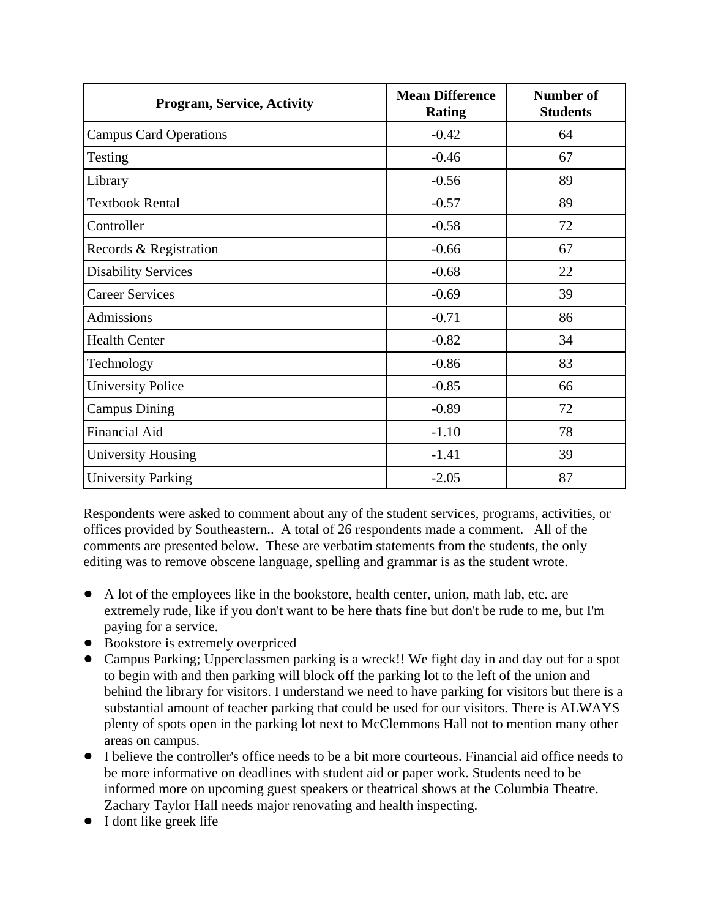| Program, Service, Activity | Mean Difference Rating | Number of Students |
|---|---|---|
| Campus Card Operations | -0.42 | 64 |
| Testing | -0.46 | 67 |
| Library | -0.56 | 89 |
| Textbook Rental | -0.57 | 89 |
| Controller | -0.58 | 72 |
| Records & Registration | -0.66 | 67 |
| Disability Services | -0.68 | 22 |
| Career Services | -0.69 | 39 |
| Admissions | -0.71 | 86 |
| Health Center | -0.82 | 34 |
| Technology | -0.86 | 83 |
| University Police | -0.85 | 66 |
| Campus Dining | -0.89 | 72 |
| Financial Aid | -1.10 | 78 |
| University Housing | -1.41 | 39 |
| University Parking | -2.05 | 87 |

Respondents were asked to comment about any of the student services, programs, activities, or offices provided by Southeastern.. A total of 26 respondents made a comment. All of the comments are presented below. These are verbatim statements from the students, the only editing was to remove obscene language, spelling and grammar is as the student wrote.

- A lot of the employees like in the bookstore, health center, union, math lab, etc. are extremely rude, like if you don't want to be here thats fine but don't be rude to me, but I'm paying for a service.
- Bookstore is extremely overpriced
- Campus Parking; Upperclassmen parking is a wreck!! We fight day in and day out for a spot to begin with and then parking will block off the parking lot to the left of the union and behind the library for visitors. I understand we need to have parking for visitors but there is a substantial amount of teacher parking that could be used for our visitors. There is ALWAYS plenty of spots open in the parking lot next to McClemmons Hall not to mention many other areas on campus.
- I believe the controller's office needs to be a bit more courteous. Financial aid office needs to be more informative on deadlines with student aid or paper work. Students need to be informed more on upcoming guest speakers or theatrical shows at the Columbia Theatre. Zachary Taylor Hall needs major renovating and health inspecting.
- I dont like greek life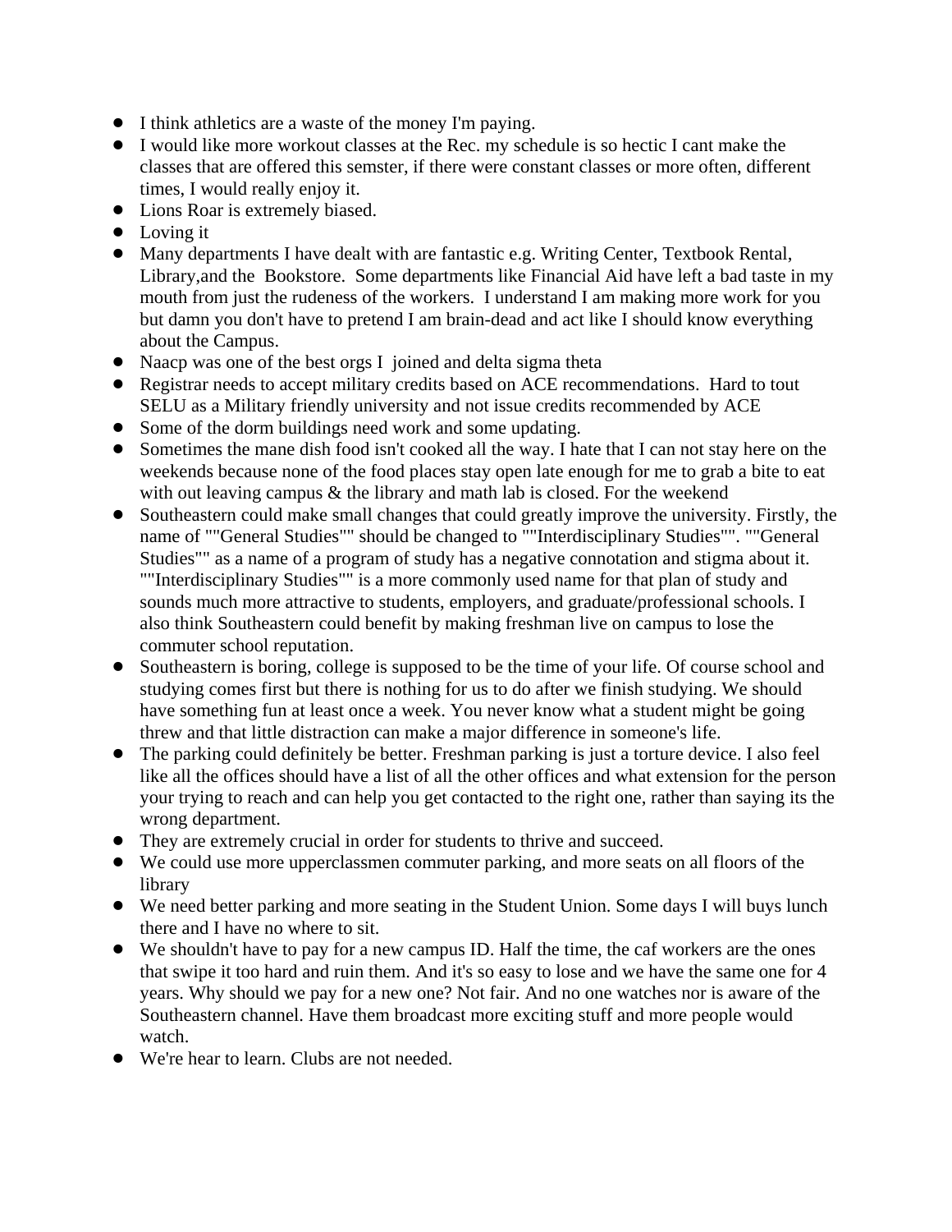- I think athletics are a waste of the money I'm paying.
- I would like more workout classes at the Rec. my schedule is so hectic I cant make the classes that are offered this semster, if there were constant classes or more often, different times, I would really enjoy it.
- Lions Roar is extremely biased.
- Loving it
- Many departments I have dealt with are fantastic e.g. Writing Center, Textbook Rental, Library,and the Bookstore. Some departments like Financial Aid have left a bad taste in my mouth from just the rudeness of the workers. I understand I am making more work for you but damn you don't have to pretend I am brain-dead and act like I should know everything about the Campus.
- Naacp was one of the best orgs I joined and delta sigma theta
- Registrar needs to accept military credits based on ACE recommendations. Hard to tout SELU as a Military friendly university and not issue credits recommended by ACE
- Some of the dorm buildings need work and some updating.
- Sometimes the mane dish food isn't cooked all the way. I hate that I can not stay here on the weekends because none of the food places stay open late enough for me to grab a bite to eat with out leaving campus & the library and math lab is closed. For the weekend
- Southeastern could make small changes that could greatly improve the university. Firstly, the name of ""General Studies"" should be changed to ""Interdisciplinary Studies"". ""General Studies"" as a name of a program of study has a negative connotation and stigma about it. ""Interdisciplinary Studies"" is a more commonly used name for that plan of study and sounds much more attractive to students, employers, and graduate/professional schools. I also think Southeastern could benefit by making freshman live on campus to lose the commuter school reputation.
- Southeastern is boring, college is supposed to be the time of your life. Of course school and studying comes first but there is nothing for us to do after we finish studying. We should have something fun at least once a week. You never know what a student might be going threw and that little distraction can make a major difference in someone's life.
- The parking could definitely be better. Freshman parking is just a torture device. I also feel like all the offices should have a list of all the other offices and what extension for the person your trying to reach and can help you get contacted to the right one, rather than saying its the wrong department.
- They are extremely crucial in order for students to thrive and succeed.
- We could use more upperclassmen commuter parking, and more seats on all floors of the library
- We need better parking and more seating in the Student Union. Some days I will buys lunch there and I have no where to sit.
- We shouldn't have to pay for a new campus ID. Half the time, the caf workers are the ones that swipe it too hard and ruin them. And it's so easy to lose and we have the same one for 4 years. Why should we pay for a new one? Not fair. And no one watches nor is aware of the Southeastern channel. Have them broadcast more exciting stuff and more people would watch.
- We're hear to learn. Clubs are not needed.